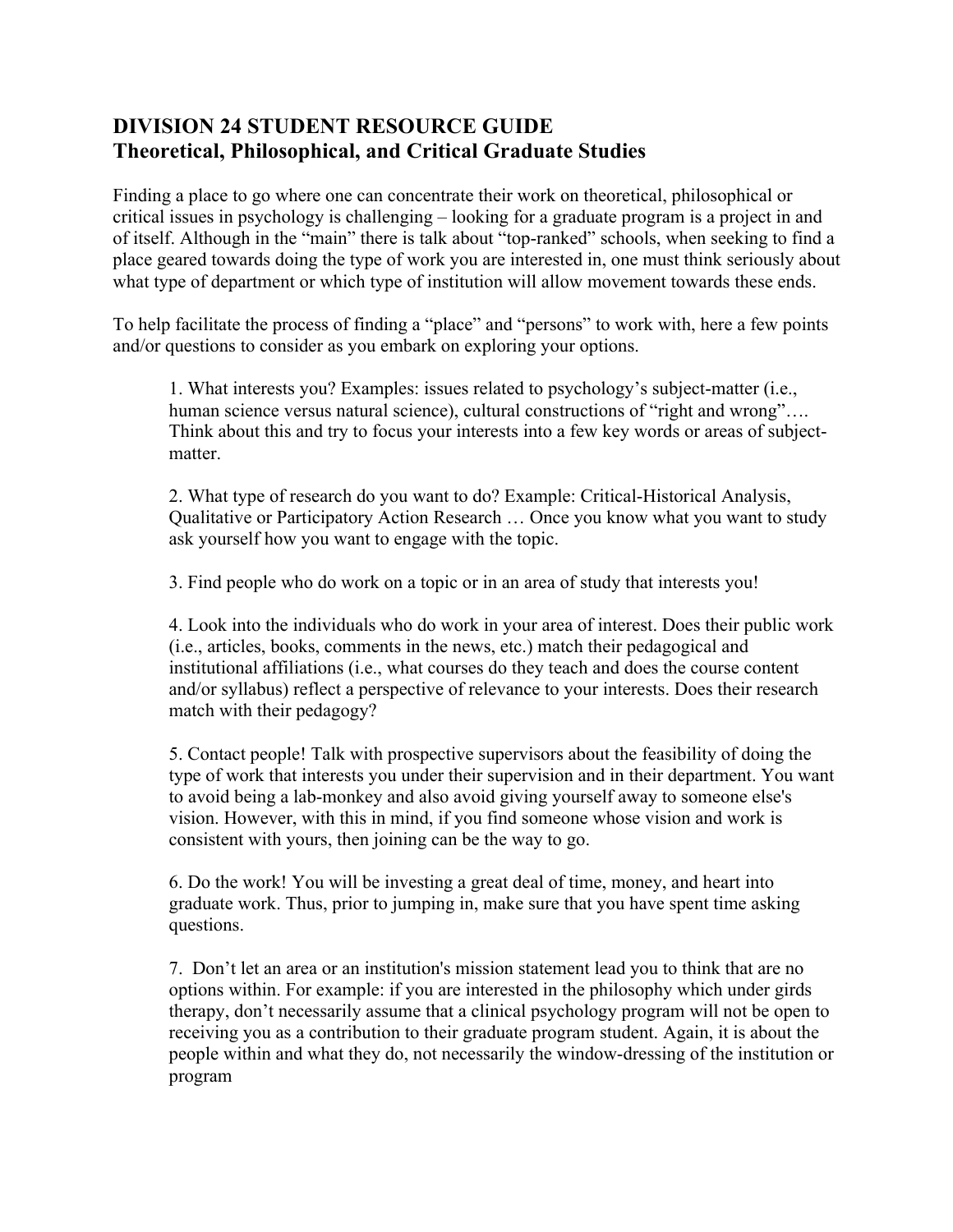## DIVISION 24 STUDENT RESOURCE GUIDE
## Theoretical, Philosophical, and Critical Graduate Studies

Finding a place to go where one can concentrate their work on theoretical, philosophical or critical issues in psychology is challenging – looking for a graduate program is a project in and of itself. Although in the "main" there is talk about "top-ranked" schools, when seeking to find a place geared towards doing the type of work you are interested in, one must think seriously about what type of department or which type of institution will allow movement towards these ends.

To help facilitate the process of finding a "place" and "persons" to work with, here a few points and/or questions to consider as you embark on exploring your options.

1. What interests you? Examples: issues related to psychology's subject-matter (i.e., human science versus natural science), cultural constructions of "right and wrong"…. Think about this and try to focus your interests into a few key words or areas of subject-matter.

2. What type of research do you want to do? Example: Critical-Historical Analysis, Qualitative or Participatory Action Research … Once you know what you want to study ask yourself how you want to engage with the topic.

3. Find people who do work on a topic or in an area of study that interests you!

4. Look into the individuals who do work in your area of interest. Does their public work (i.e., articles, books, comments in the news, etc.) match their pedagogical and institutional affiliations (i.e., what courses do they teach and does the course content and/or syllabus) reflect a perspective of relevance to your interests. Does their research match with their pedagogy?

5. Contact people! Talk with prospective supervisors about the feasibility of doing the type of work that interests you under their supervision and in their department. You want to avoid being a lab-monkey and also avoid giving yourself away to someone else's vision. However, with this in mind, if you find someone whose vision and work is consistent with yours, then joining can be the way to go.

6. Do the work! You will be investing a great deal of time, money, and heart into graduate work. Thus, prior to jumping in, make sure that you have spent time asking questions.

7. Don't let an area or an institution's mission statement lead you to think that are no options within. For example: if you are interested in the philosophy which under girds therapy, don't necessarily assume that a clinical psychology program will not be open to receiving you as a contribution to their graduate program student. Again, it is about the people within and what they do, not necessarily the window-dressing of the institution or program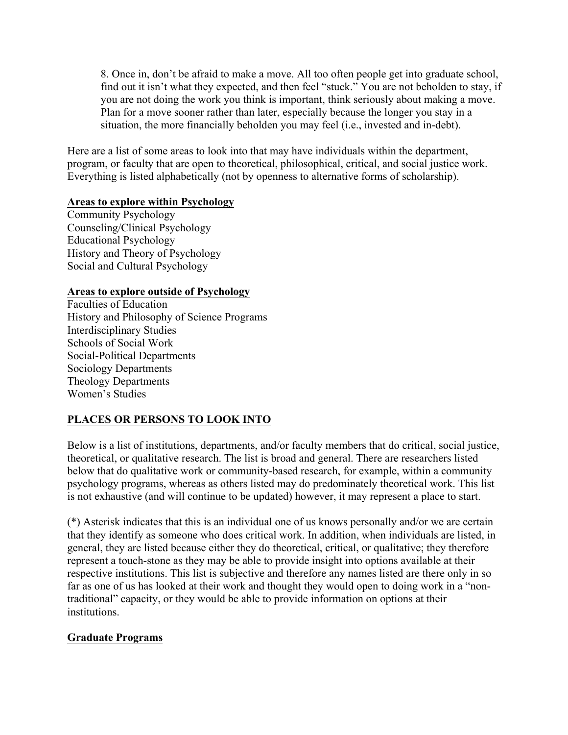8. Once in, don't be afraid to make a move. All too often people get into graduate school, find out it isn't what they expected, and then feel "stuck." You are not beholden to stay, if you are not doing the work you think is important, think seriously about making a move. Plan for a move sooner rather than later, especially because the longer you stay in a situation, the more financially beholden you may feel (i.e., invested and in-debt).

Here are a list of some areas to look into that may have individuals within the department, program, or faculty that are open to theoretical, philosophical, critical, and social justice work. Everything is listed alphabetically (not by openness to alternative forms of scholarship).

**Areas to explore within Psychology**

Community Psychology
Counseling/Clinical Psychology
Educational Psychology
History and Theory of Psychology
Social and Cultural Psychology

**Areas to explore outside of Psychology**

Faculties of Education
History and Philosophy of Science Programs
Interdisciplinary Studies
Schools of Social Work
Social-Political Departments
Sociology Departments
Theology Departments
Women's Studies

## PLACES OR PERSONS TO LOOK INTO

Below is a list of institutions, departments, and/or faculty members that do critical, social justice, theoretical, or qualitative research. The list is broad and general. There are researchers listed below that do qualitative work or community-based research, for example, within a community psychology programs, whereas as others listed may do predominately theoretical work. This list is not exhaustive (and will continue to be updated) however, it may represent a place to start.

(*) Asterisk indicates that this is an individual one of us knows personally and/or we are certain that they identify as someone who does critical work. In addition, when individuals are listed, in general, they are listed because either they do theoretical, critical, or qualitative; they therefore represent a touch-stone as they may be able to provide insight into options available at their respective institutions. This list is subjective and therefore any names listed are there only in so far as one of us has looked at their work and thought they would open to doing work in a "non-traditional" capacity, or they would be able to provide information on options at their institutions.

**Graduate Programs**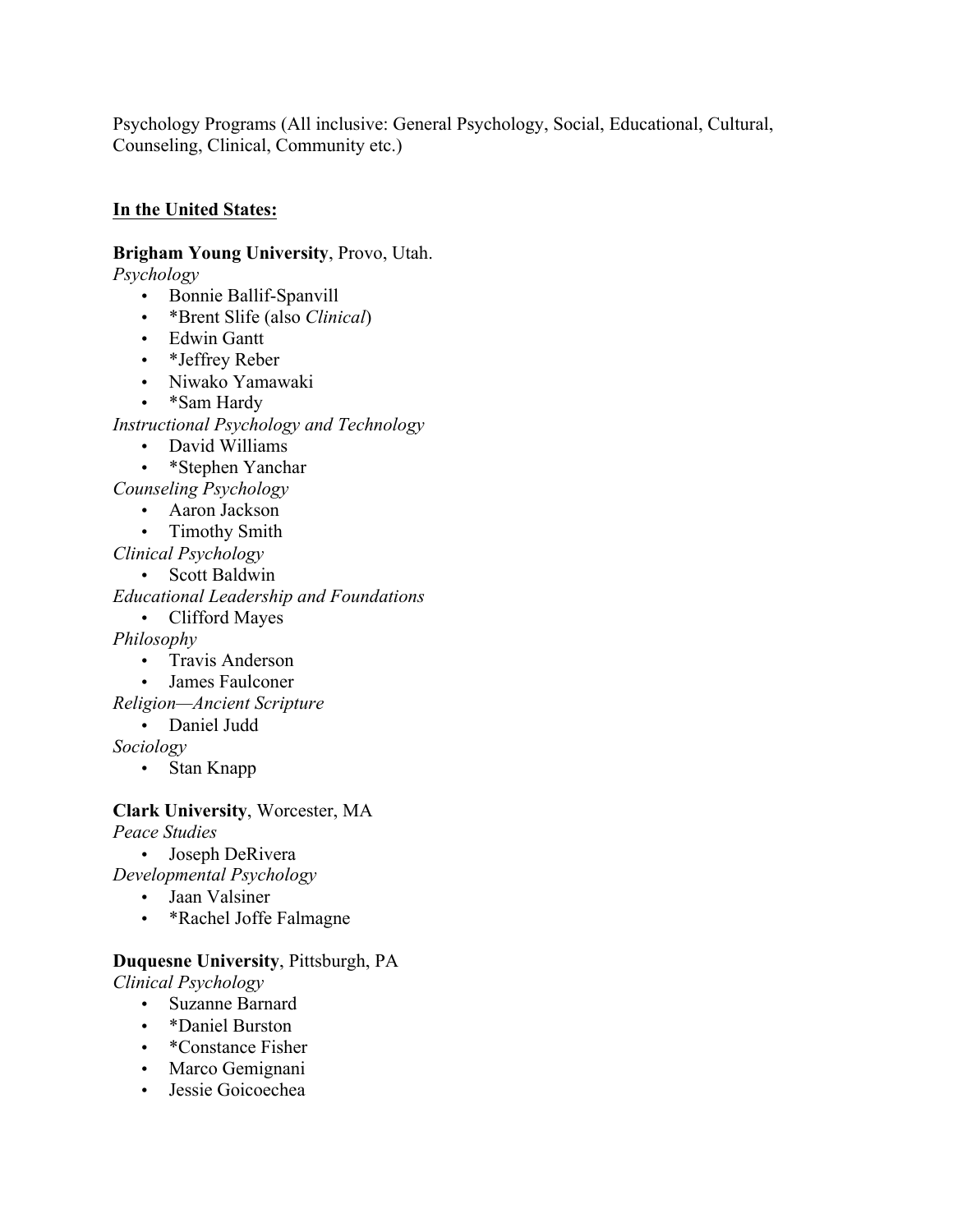Psychology Programs (All inclusive: General Psychology, Social, Educational, Cultural, Counseling, Clinical, Community etc.)

**In the United States:**

**Brigham Young University**, Provo, Utah.

*Psychology*

- Bonnie Ballif-Spanvill
- *Brent Slife (also *Clinical*)
- Edwin Gantt
- *Jeffrey Reber
- Niwako Yamawaki
- *Sam Hardy

*Instructional Psychology and Technology*

- David Williams
- *Stephen Yanchar

*Counseling Psychology*

- Aaron Jackson
- Timothy Smith

*Clinical Psychology*

- Scott Baldwin

*Educational Leadership and Foundations*

- Clifford Mayes

*Philosophy*

- Travis Anderson
- James Faulconer

*Religion—Ancient Scripture*

- Daniel Judd

*Sociology*

- Stan Knapp

**Clark University**, Worcester, MA

*Peace Studies*

- Joseph DeRivera

*Developmental Psychology*

- Jaan Valsiner
- *Rachel Joffe Falmagne

**Duquesne University**, Pittsburgh, PA

*Clinical Psychology*

- Suzanne Barnard
- *Daniel Burston
- *Constance Fisher
- Marco Gemignani
- Jessie Goicoechea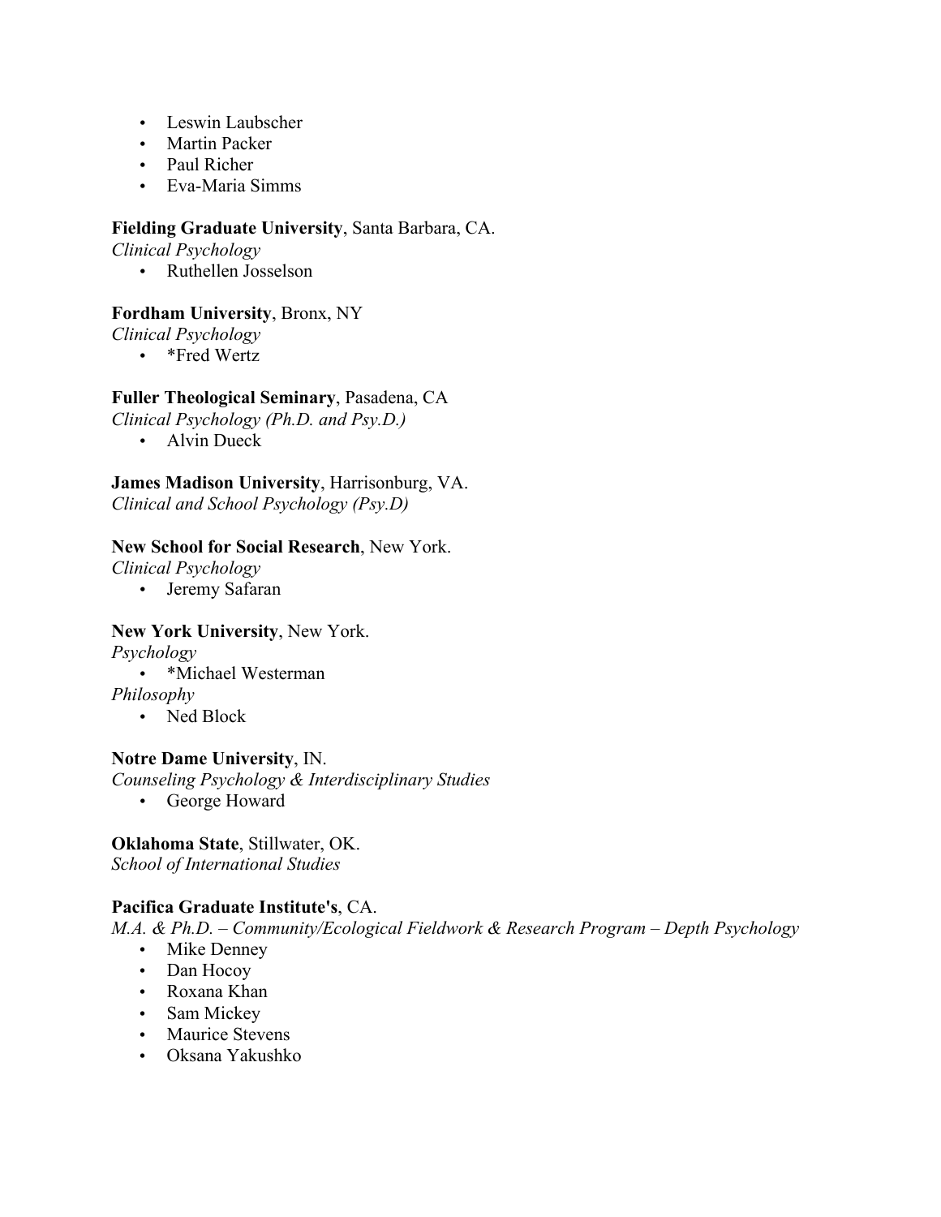- Leswin Laubscher
- Martin Packer
- Paul Richer
- Eva-Maria Simms

**Fielding Graduate University**, Santa Barbara, CA.
*Clinical Psychology*

- Ruthellen Josselson

**Fordham University**, Bronx, NY
*Clinical Psychology*

- *Fred Wertz

**Fuller Theological Seminary**, Pasadena, CA
*Clinical Psychology (Ph.D. and Psy.D.)*

- Alvin Dueck

**James Madison University**, Harrisonburg, VA.
*Clinical and School Psychology (Psy.D)*

**New School for Social Research**, New York.
*Clinical Psychology*

- Jeremy Safaran

**New York University**, New York.
*Psychology*

- *Michael Westerman

*Philosophy*

- Ned Block

**Notre Dame University**, IN.
*Counseling Psychology & Interdisciplinary Studies*

- George Howard

**Oklahoma State**, Stillwater, OK.
*School of International Studies*

**Pacifica Graduate Institute's**, CA.
*M.A. & Ph.D. – Community/Ecological Fieldwork & Research Program – Depth Psychology*

- Mike Denney
- Dan Hocoy
- Roxana Khan
- Sam Mickey
- Maurice Stevens
- Oksana Yakushko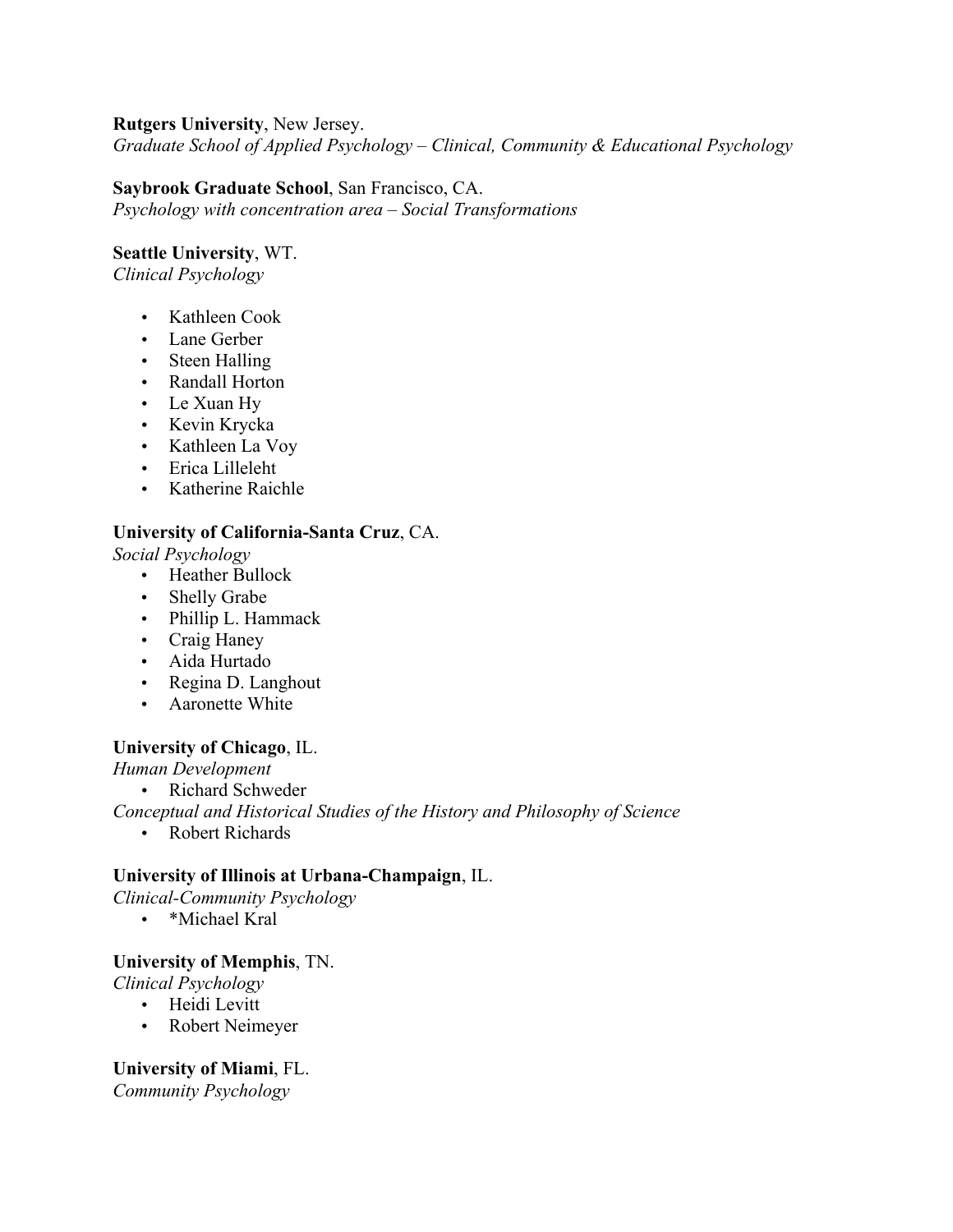**Rutgers University**, New Jersey.
*Graduate School of Applied Psychology – Clinical, Community & Educational Psychology*

**Saybrook Graduate School**, San Francisco, CA.
*Psychology with concentration area – Social Transformations*

**Seattle University**, WT.
*Clinical Psychology*

- Kathleen Cook
- Lane Gerber
- Steen Halling
- Randall Horton
- Le Xuan Hy
- Kevin Krycka
- Kathleen La Voy
- Erica Lilleleht
- Katherine Raichle

**University of California-Santa Cruz**, CA.
*Social Psychology*

- Heather Bullock
- Shelly Grabe
- Phillip L. Hammack
- Craig Haney
- Aida Hurtado
- Regina D. Langhout
- Aaronette White

**University of Chicago**, IL.
*Human Development*

- Richard Schweder

*Conceptual and Historical Studies of the History and Philosophy of Science*

- Robert Richards

**University of Illinois at Urbana-Champaign**, IL.
*Clinical-Community Psychology*

- *Michael Kral

**University of Memphis**, TN.
*Clinical Psychology*

- Heidi Levitt
- Robert Neimeyer

**University of Miami**, FL.
*Community Psychology*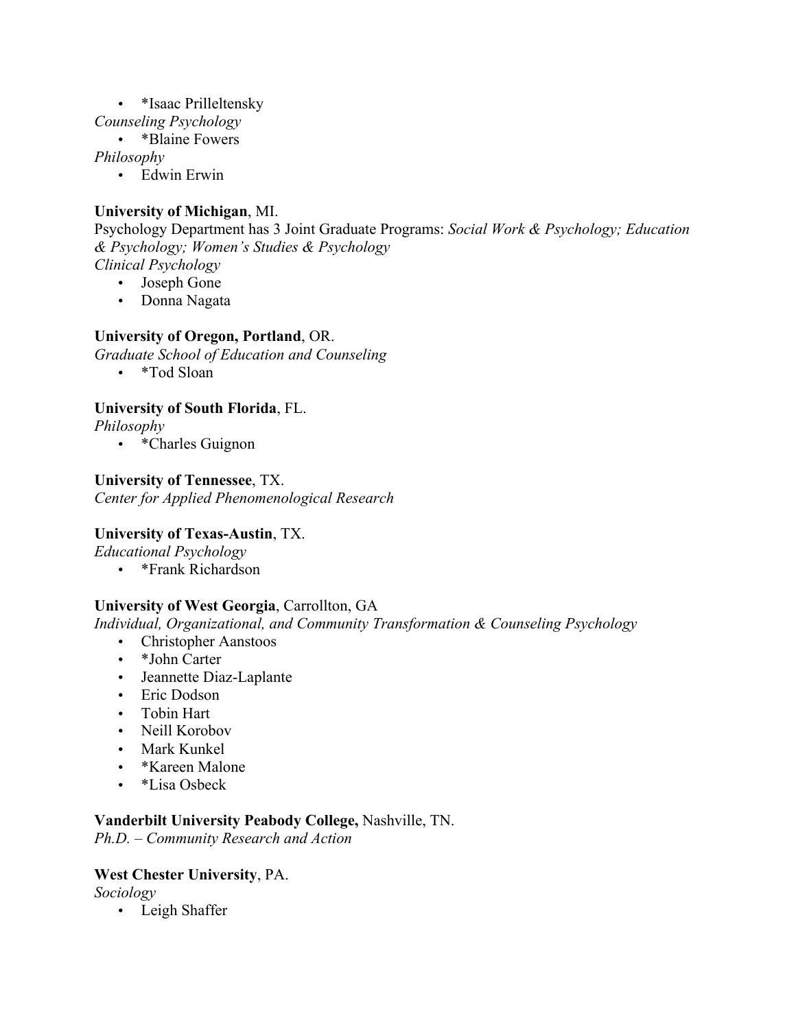- *Isaac Prilleltensky

*Counseling Psychology*

- *Blaine Fowers

*Philosophy*

- Edwin Erwin

**University of Michigan**, MI.

Psychology Department has 3 Joint Graduate Programs: *Social Work & Psychology; Education & Psychology; Women's Studies & Psychology*

*Clinical Psychology*

- Joseph Gone
- Donna Nagata

**University of Oregon, Portland**, OR.

*Graduate School of Education and Counseling*

- *Tod Sloan

**University of South Florida**, FL.

*Philosophy*

- *Charles Guignon

**University of Tennessee**, TX.

*Center for Applied Phenomenological Research*

**University of Texas-Austin**, TX.

*Educational Psychology*

- *Frank Richardson

**University of West Georgia**, Carrollton, GA

*Individual, Organizational, and Community Transformation & Counseling Psychology*

- Christopher Aanstoos
- *John Carter
- Jeannette Diaz-Laplante
- Eric Dodson
- Tobin Hart
- Neill Korobov
- Mark Kunkel
- *Kareen Malone
- *Lisa Osbeck

**Vanderbilt University Peabody College,** Nashville, TN.

*Ph.D. – Community Research and Action*

**West Chester University**, PA.

*Sociology*

- Leigh Shaffer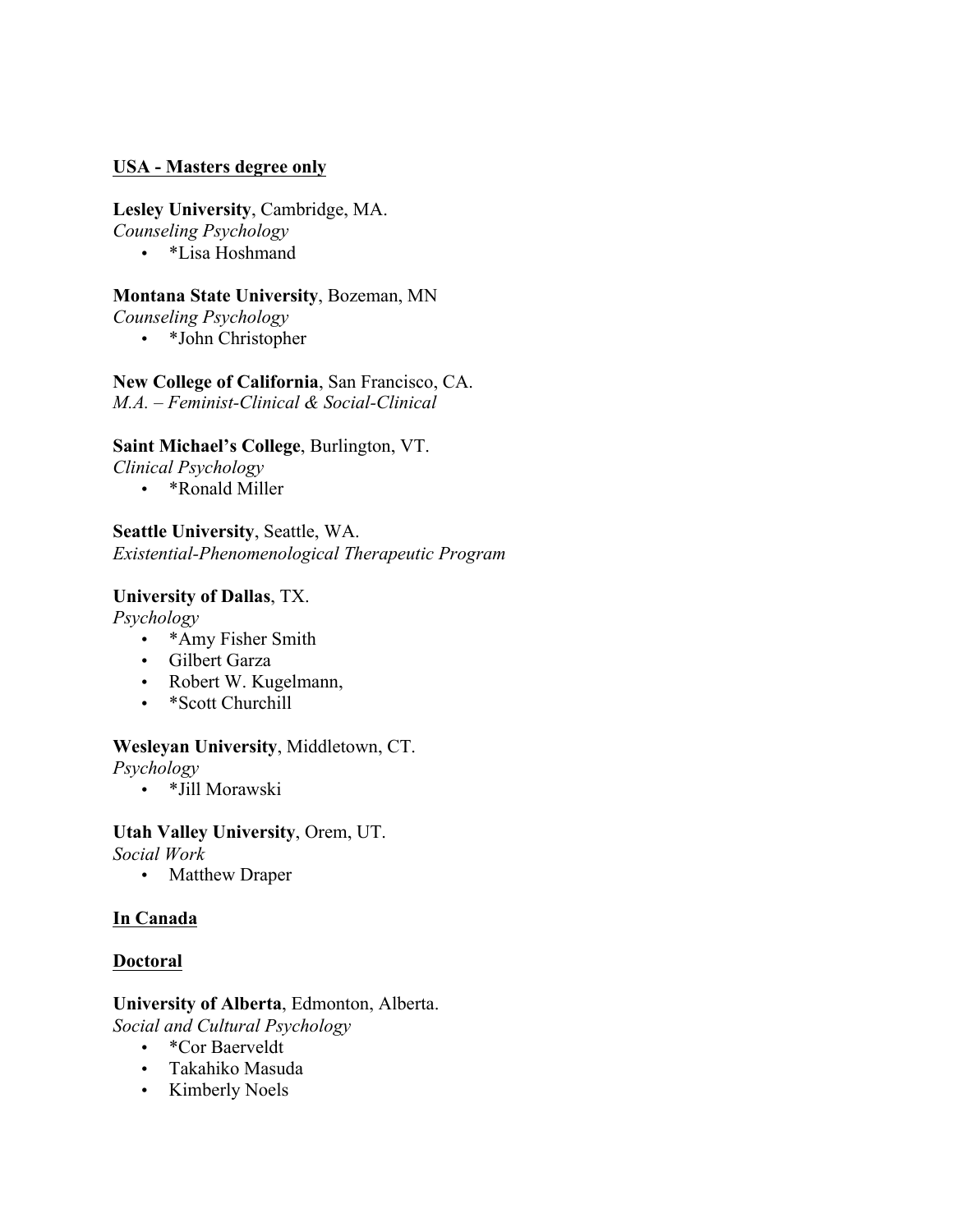**<u>USA - Masters degree only</u>**

**Lesley University**, Cambridge, MA.
*Counseling Psychology*

- *Lisa Hoshmand

**Montana State University**, Bozeman, MN
*Counseling Psychology*

- *John Christopher

**New College of California**, San Francisco, CA.
*M.A. – Feminist-Clinical & Social-Clinical*

**Saint Michael's College**, Burlington, VT.
*Clinical Psychology*

- *Ronald Miller

**Seattle University**, Seattle, WA.
*Existential-Phenomenological Therapeutic Program*

**University of Dallas**, TX.
*Psychology*

- *Amy Fisher Smith
- Gilbert Garza
- Robert W. Kugelmann,
- *Scott Churchill

**Wesleyan University**, Middletown, CT.
*Psychology*

- *Jill Morawski

**Utah Valley University**, Orem, UT.
*Social Work*

- Matthew Draper

**<u>In Canada</u>**

**<u>Doctoral</u>**

**University of Alberta**, Edmonton, Alberta.
*Social and Cultural Psychology*

- *Cor Baerveldt
- Takahiko Masuda
- Kimberly Noels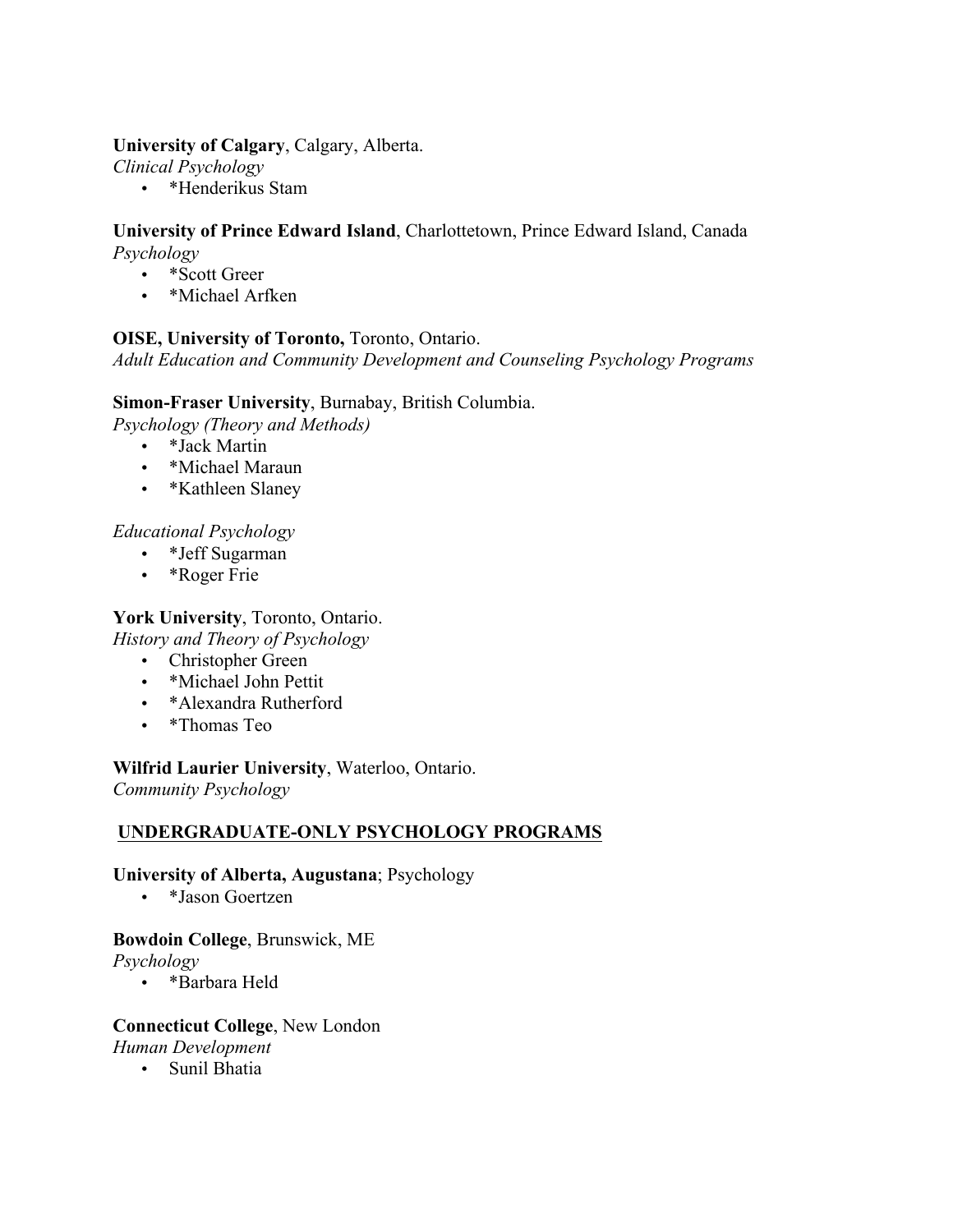**University of Calgary**, Calgary, Alberta.
*Clinical Psychology*

- *Henderikus Stam

**University of Prince Edward Island**, Charlottetown, Prince Edward Island, Canada
*Psychology*

- *Scott Greer
- *Michael Arfken

**OISE, University of Toronto,** Toronto, Ontario.
*Adult Education and Community Development and Counseling Psychology Programs*

**Simon-Fraser University**, Burnabay, British Columbia.
*Psychology (Theory and Methods)*

- *Jack Martin
- *Michael Maraun
- *Kathleen Slaney

*Educational Psychology*

- *Jeff Sugarman
- *Roger Frie

**York University**, Toronto, Ontario.
*History and Theory of Psychology*

- Christopher Green
- *Michael John Pettit
- *Alexandra Rutherford
- *Thomas Teo

**Wilfrid Laurier University**, Waterloo, Ontario.
*Community Psychology*

## UNDERGRADUATE-ONLY PSYCHOLOGY PROGRAMS

**University of Alberta, Augustana**; Psychology

- *Jason Goertzen

**Bowdoin College**, Brunswick, ME
*Psychology*

- *Barbara Held

**Connecticut College**, New London
*Human Development*

- Sunil Bhatia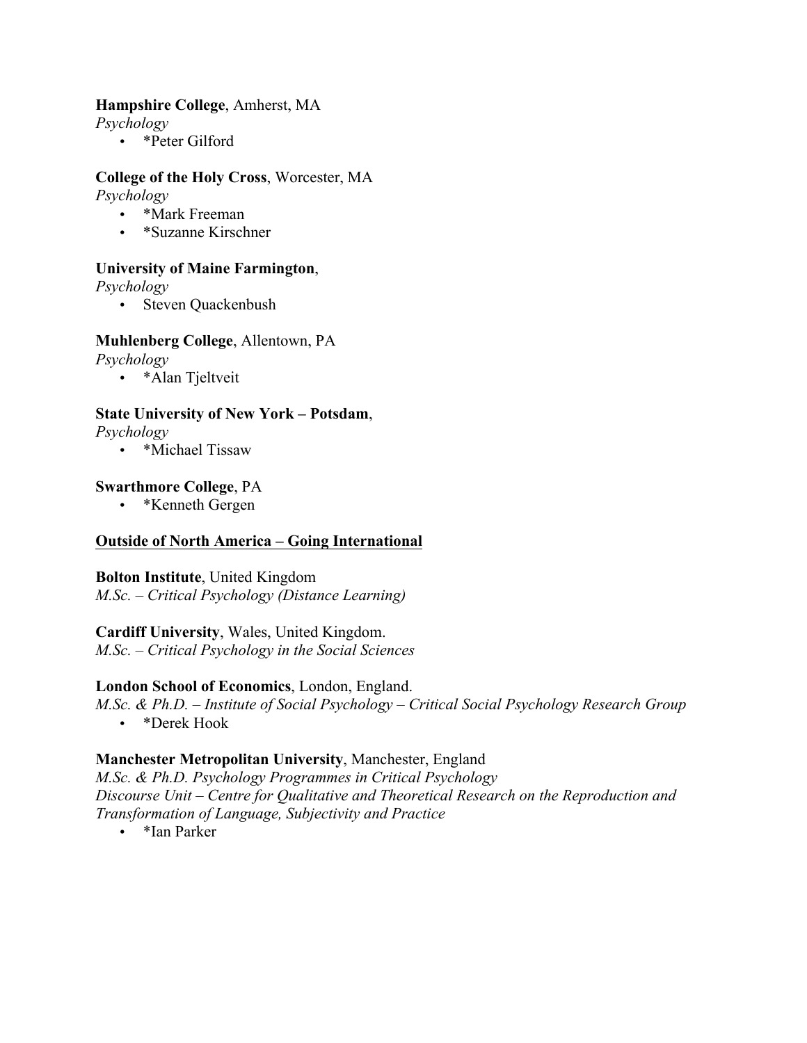**Hampshire College**, Amherst, MA

*Psychology*

- *Peter Gilford

**College of the Holy Cross**, Worcester, MA

*Psychology*

- *Mark Freeman
- *Suzanne Kirschner

**University of Maine Farmington**,

*Psychology*

- Steven Quackenbush

**Muhlenberg College**, Allentown, PA

*Psychology*

- *Alan Tjeltveit

**State University of New York – Potsdam**,

*Psychology*

- *Michael Tissaw

**Swarthmore College**, PA

- *Kenneth Gergen

**<u>Outside of North America – Going International</u>**

**Bolton Institute**, United Kingdom

*M.Sc. – Critical Psychology (Distance Learning)*

**Cardiff University**, Wales, United Kingdom.

*M.Sc. – Critical Psychology in the Social Sciences*

**London School of Economics**, London, England.

*M.Sc. & Ph.D. – Institute of Social Psychology – Critical Social Psychology Research Group*

- *Derek Hook

**Manchester Metropolitan University**, Manchester, England

*M.Sc. & Ph.D. Psychology Programmes in Critical Psychology*

*Discourse Unit – Centre for Qualitative and Theoretical Research on the Reproduction and Transformation of Language, Subjectivity and Practice*

- *Ian Parker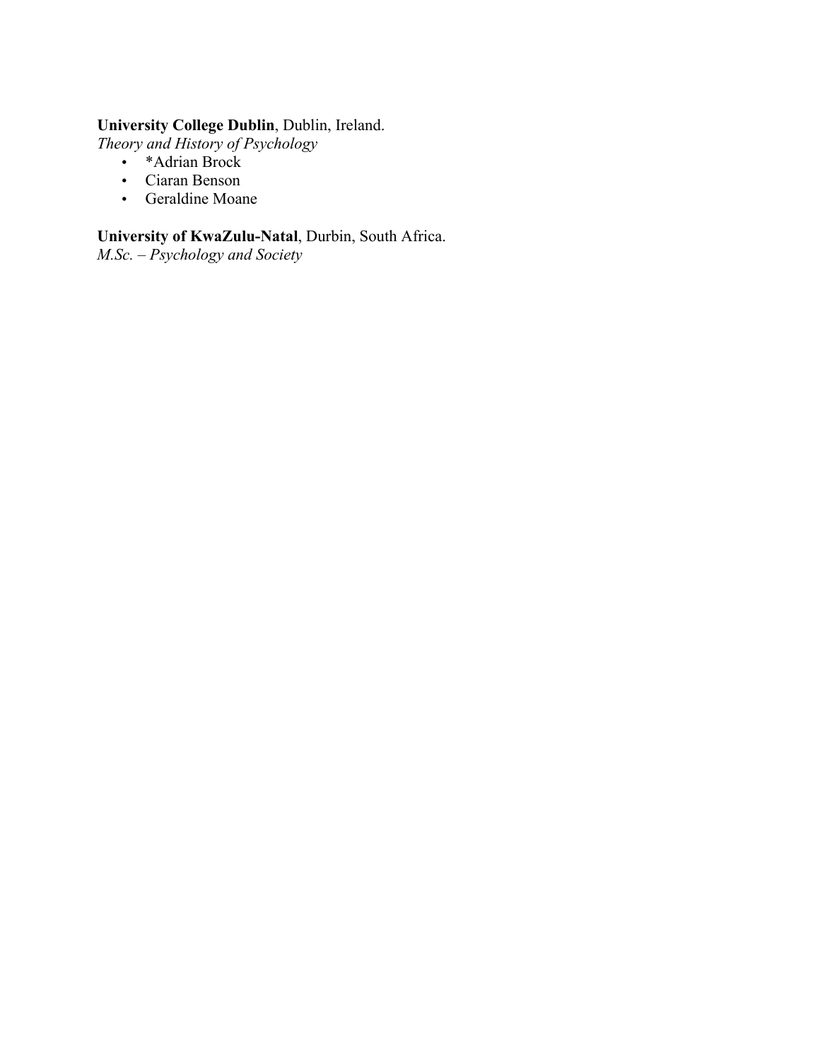**University College Dublin**, Dublin, Ireland.
*Theory and History of Psychology*

- *Adrian Brock
- Ciaran Benson
- Geraldine Moane

**University of KwaZulu-Natal**, Durbin, South Africa.
*M.Sc. – Psychology and Society*